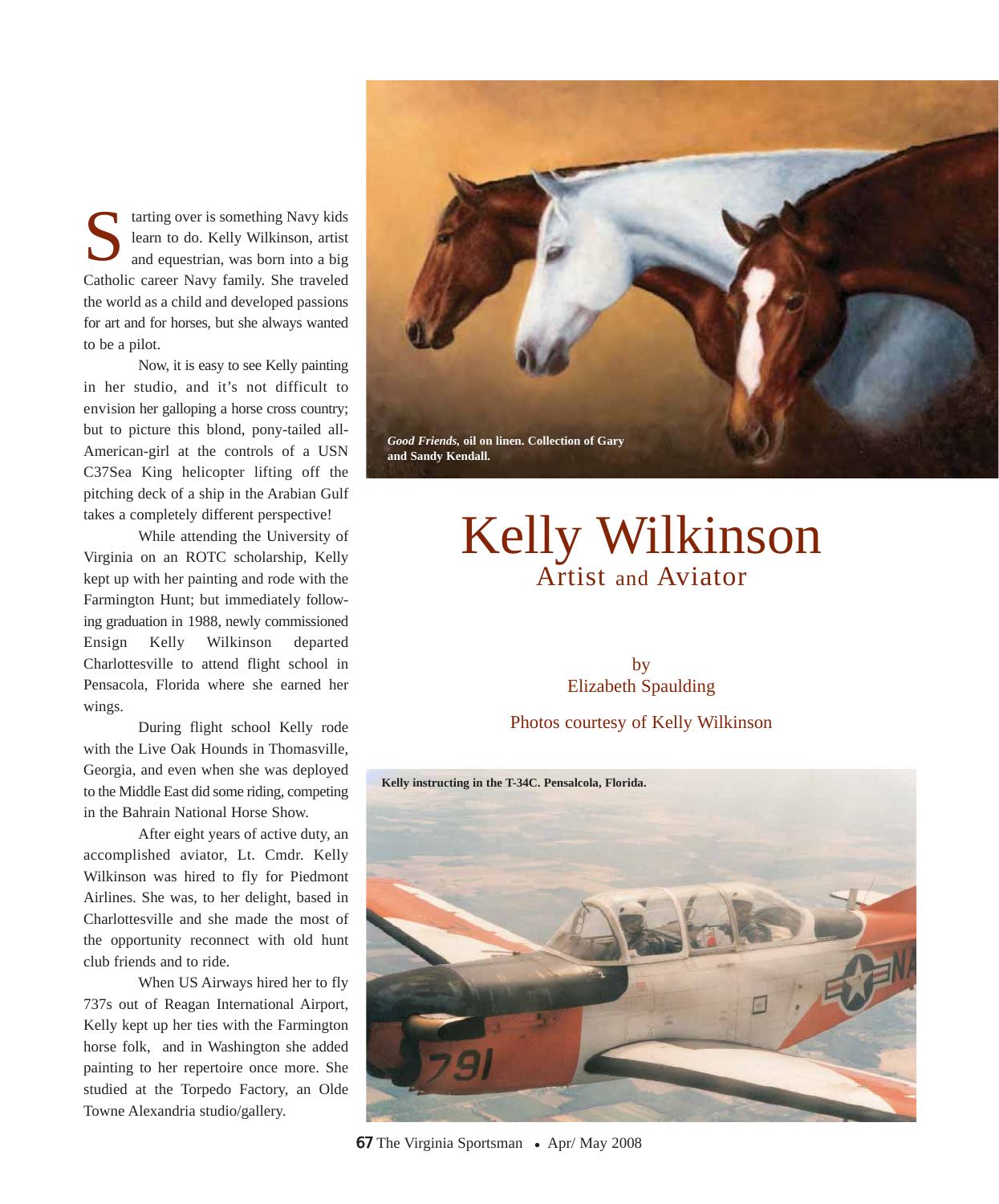# Kelly Wilkinson

## Artist and Aviator

by
Elizabeth Spaulding

Photos courtesy of Kelly Wilkinson

*Good Friends,* **oil on linen. Collection of Gary and Sandy Kendall.**

**Kelly instructing in the T-34C. Pensalcola, Florida.**

Starting over is something Navy kids learn to do. Kelly Wilkinson, artist and equestrian, was born into a big Catholic career Navy family. She traveled the world as a child and developed passions for art and for horses, but she always wanted to be a pilot.

Now, it is easy to see Kelly painting in her studio, and it's not difficult to envision her galloping a horse cross country; but to picture this blond, pony-tailed all-American-girl at the controls of a USN C37Sea King helicopter lifting off the pitching deck of a ship in the Arabian Gulf takes a completely different perspective!

While attending the University of Virginia on an ROTC scholarship, Kelly kept up with her painting and rode with the Farmington Hunt; but immediately following graduation in 1988, newly commissioned Ensign Kelly Wilkinson departed Charlottesville to attend flight school in Pensacola, Florida where she earned her wings.

During flight school Kelly rode with the Live Oak Hounds in Thomasville, Georgia, and even when she was deployed to the Middle East did some riding, competing in the Bahrain National Horse Show.

After eight years of active duty, an accomplished aviator, Lt. Cmdr. Kelly Wilkinson was hired to fly for Piedmont Airlines. She was, to her delight, based in Charlottesville and she made the most of the opportunity reconnect with old hunt club friends and to ride.

When US Airways hired her to fly 737s out of Reagan International Airport, Kelly kept up her ties with the Farmington horse folk, and in Washington she added painting to her repertoire once more. She studied at the Torpedo Factory, an Olde Towne Alexandria studio/gallery.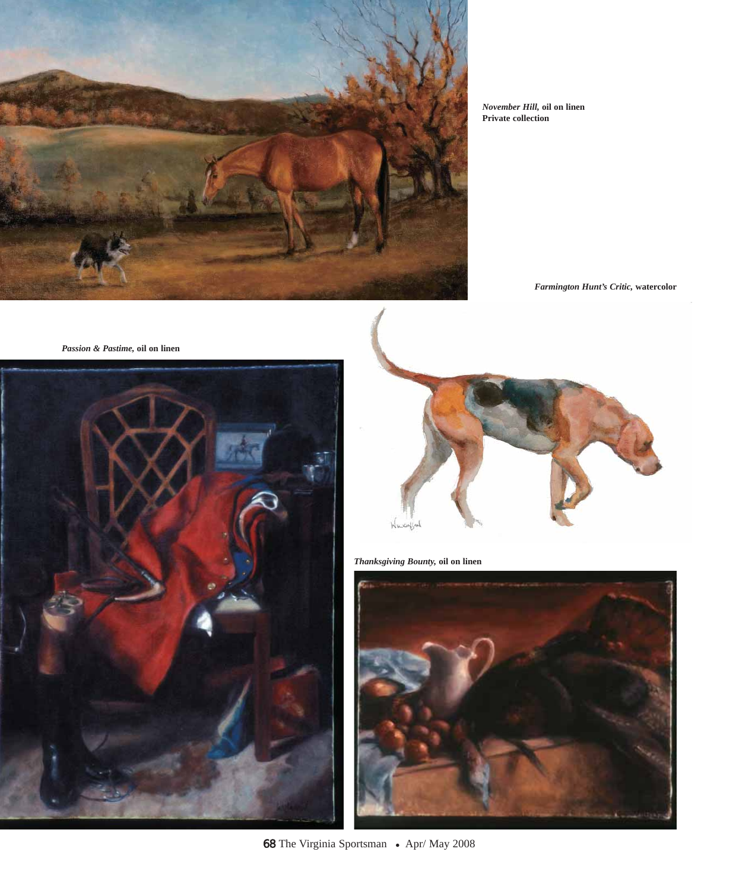*November Hill,* **oil on linen**
**Private collection**

*Farmington Hunt's Critic,* **watercolor**

*Passion & Pastime,* **oil on linen**

*Thanksgiving Bounty,* **oil on linen**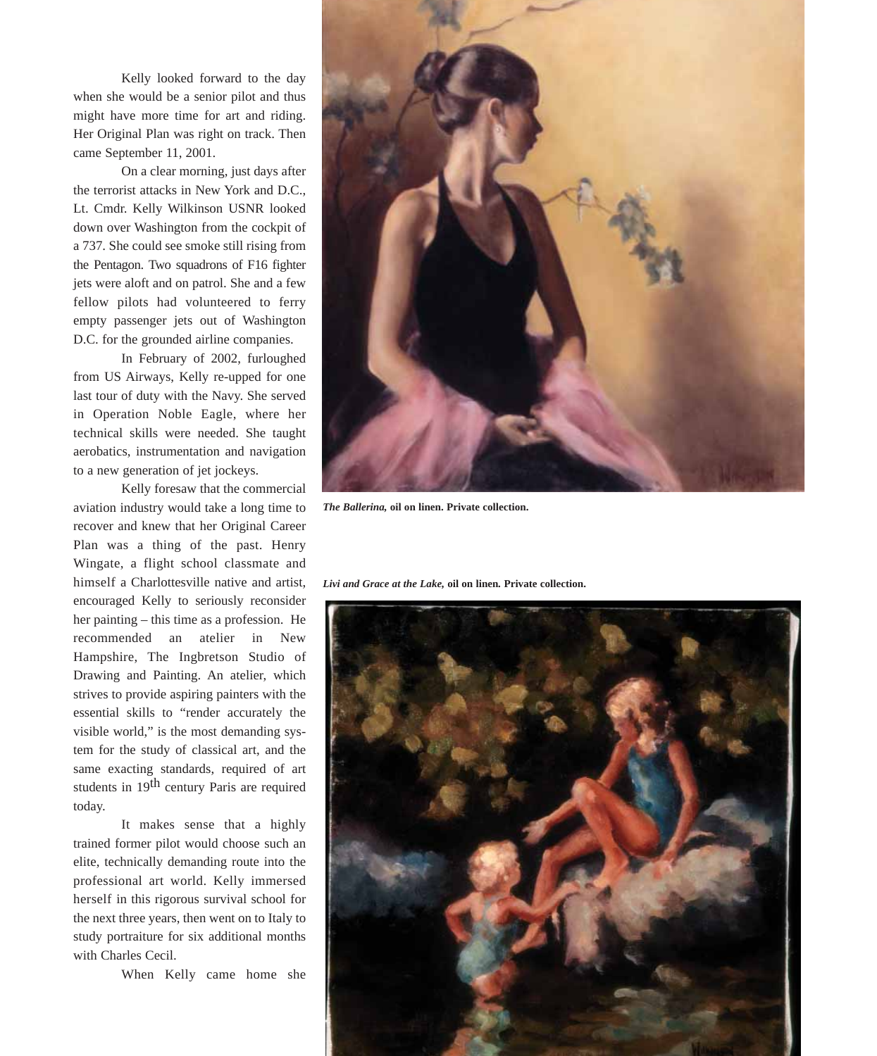Kelly looked forward to the day when she would be a senior pilot and thus might have more time for art and riding. Her Original Plan was right on track. Then came September 11, 2001.

On a clear morning, just days after the terrorist attacks in New York and D.C., Lt. Cmdr. Kelly Wilkinson USNR looked down over Washington from the cockpit of a 737. She could see smoke still rising from the Pentagon. Two squadrons of F16 fighter jets were aloft and on patrol. She and a few fellow pilots had volunteered to ferry empty passenger jets out of Washington D.C. for the grounded airline companies.

In February of 2002, furloughed from US Airways, Kelly re-upped for one last tour of duty with the Navy. She served in Operation Noble Eagle, where her technical skills were needed. She taught aerobatics, instrumentation and navigation to a new generation of jet jockeys.

Kelly foresaw that the commercial aviation industry would take a long time to recover and knew that her Original Career Plan was a thing of the past. Henry Wingate, a flight school classmate and himself a Charlottesville native and artist, encouraged Kelly to seriously reconsider her painting – this time as a profession. He recommended an atelier in New Hampshire, The Ingbretson Studio of Drawing and Painting. An atelier, which strives to provide aspiring painters with the essential skills to "render accurately the visible world," is the most demanding system for the study of classical art, and the same exacting standards, required of art students in 19th century Paris are required today.

It makes sense that a highly trained former pilot would choose such an elite, technically demanding route into the professional art world. Kelly immersed herself in this rigorous survival school for the next three years, then went on to Italy to study portraiture for six additional months with Charles Cecil.

When Kelly came home she

***The Ballerina,*** **oil on linen. Private collection.**

***Livi and Grace at the Lake,*** **oil on linen. Private collection.**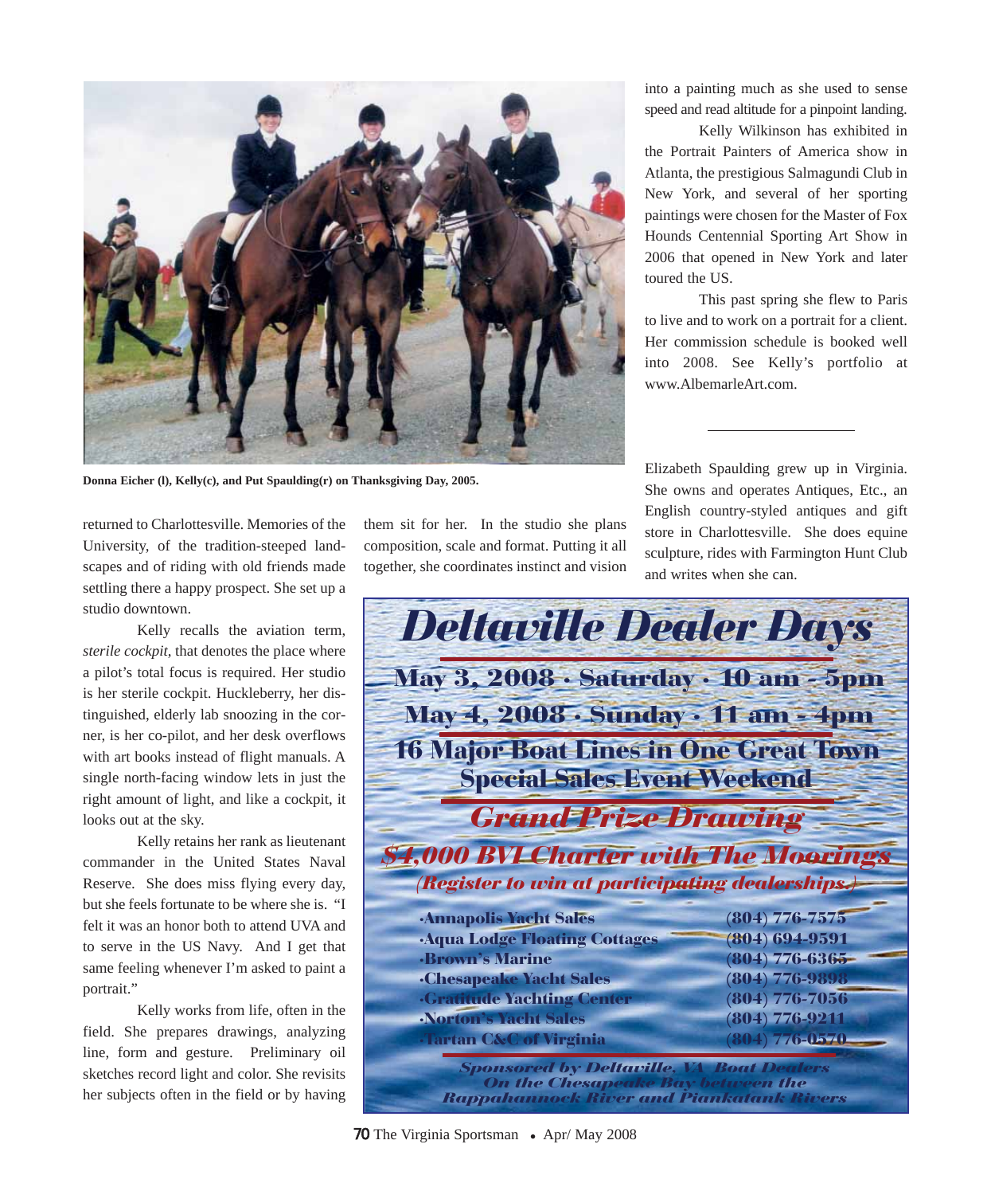Donna Eicher (l), Kelly(c), and Put Spaulding(r) on Thanksgiving Day, 2005.

returned to Charlottesville. Memories of the University, of the tradition-steeped landscapes and of riding with old friends made settling there a happy prospect. She set up a studio downtown.

Kelly recalls the aviation term, *sterile cockpit*, that denotes the place where a pilot's total focus is required. Her studio is her sterile cockpit. Huckleberry, her distinguished, elderly lab snoozing in the corner, is her co-pilot, and her desk overflows with art books instead of flight manuals. A single north-facing window lets in just the right amount of light, and like a cockpit, it looks out at the sky.

Kelly retains her rank as lieutenant commander in the United States Naval Reserve. She does miss flying every day, but she feels fortunate to be where she is. "I felt it was an honor both to attend UVA and to serve in the US Navy. And I get that same feeling whenever I'm asked to paint a portrait."

Kelly works from life, often in the field. She prepares drawings, analyzing line, form and gesture. Preliminary oil sketches record light and color. She revisits her subjects often in the field or by having them sit for her. In the studio she plans composition, scale and format. Putting it all together, she coordinates instinct and vision into a painting much as she used to sense speed and read altitude for a pinpoint landing.

Kelly Wilkinson has exhibited in the Portrait Painters of America show in Atlanta, the prestigious Salmagundi Club in New York, and several of her sporting paintings were chosen for the Master of Fox Hounds Centennial Sporting Art Show in 2006 that opened in New York and later toured the US.

This past spring she flew to Paris to live and to work on a portrait for a client. Her commission schedule is booked well into 2008. See Kelly's portfolio at www.AlbemarleArt.com.

---

Elizabeth Spaulding grew up in Virginia. She owns and operates Antiques, Etc., an English country-styled antiques and gift store in Charlottesville. She does equine sculpture, rides with Farmington Hunt Club and writes when she can.

# *Deltaville Dealer Days*

**May 3, 2008 · Saturday · 10 am - 5pm**

**May 4, 2008 · Sunday · 11 am - 4pm**

**16 Major Boat Lines in One Great Town**

**Special Sales Event Weekend**

***Grand Prize Drawing***

***$4,000 BVI Charter with The Moorings***

***(Register to win at participating dealerships.)***

| | |
|---|---|
| ·Annapolis Yacht Sales | (804) 776-7575 |
| ·Aqua Lodge Floating Cottages | (804) 694-9591 |
| ·Brown's Marine | (804) 776-6365 |
| ·Chesapeake Yacht Sales | (804) 776-9898 |
| ·Gratitude Yachting Center | (804) 776-7056 |
| ·Norton's Yacht Sales | (804) 776-9211 |
| ·Tartan C&C of Virginia | (804) 776-0570 |

***Sponsored by Deltaville, VA Boat Dealers On the Chesapeake Bay between the Rappahannock River and Piankatank Rivers***